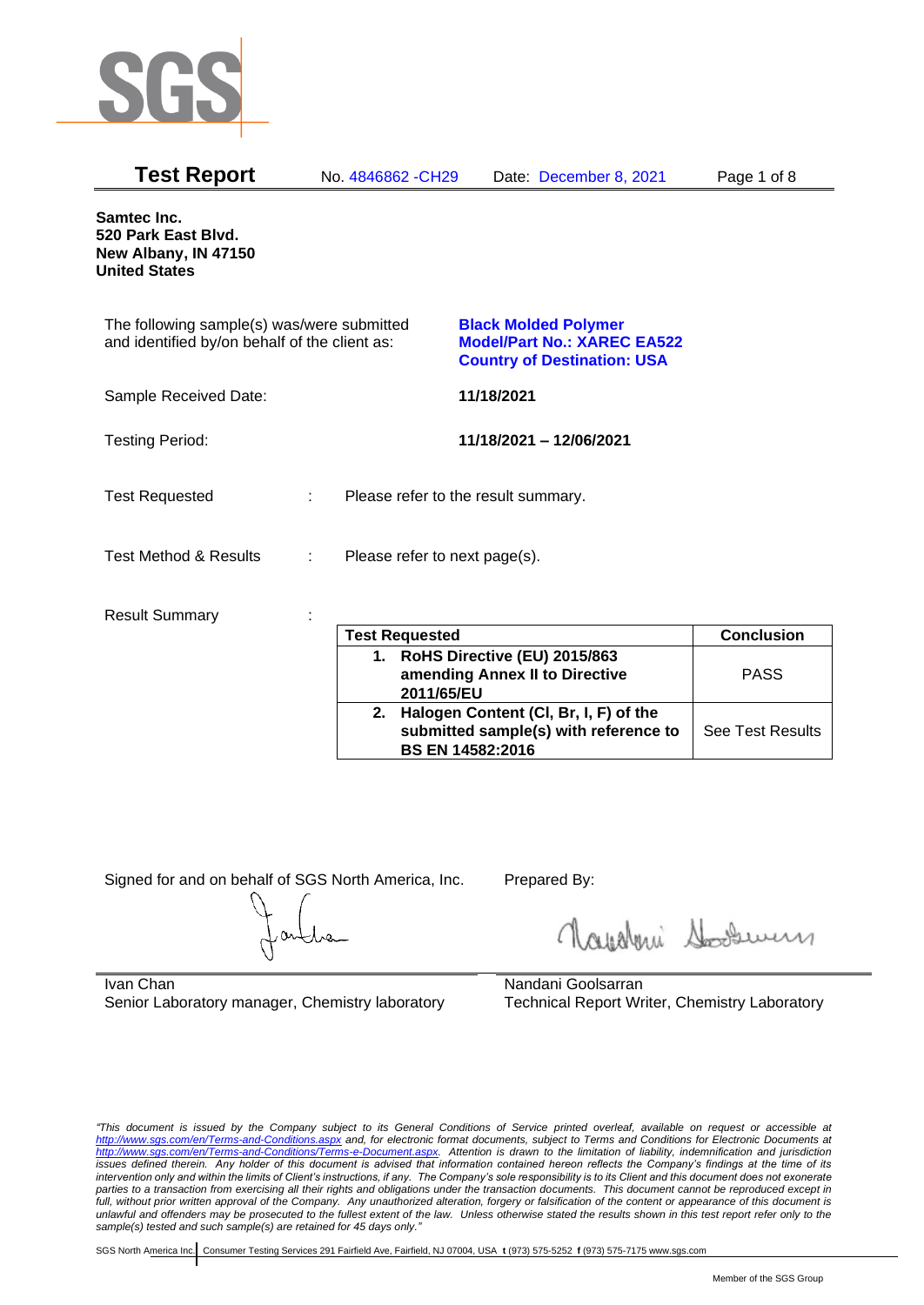# Test Report

No. 4846862 -CH29 Date: December 8, 2021

**Samtec Inc.**
**520 Park East Blvd.**
**New Albany, IN 47150**
**United States**

The following sample(s) was/were submitted and identified by/on behalf of the client as:

**Black Molded Polymer**
**Model/Part No.: XAREC EA522**
**Country of Destination: USA**

Sample Received Date: **11/18/2021**

Testing Period: **11/18/2021 – 12/06/2021**

Test Requested : Please refer to the result summary.

Test Method & Results : Please refer to next page(s).

Result Summary :

| Test Requested | Conclusion |
|---|---|
| **1. RoHS Directive (EU) 2015/863 amending Annex II to Directive 2011/65/EU** | PASS |
| **2. Halogen Content (Cl, Br, I, F) of the submitted sample(s) with reference to BS EN 14582:2016** | See Test Results |

Signed for and on behalf of SGS North America, Inc.

Ivan Chan
Senior Laboratory manager, Chemistry laboratory

Prepared By:

Nandani Goolsarran
Technical Report Writer, Chemistry Laboratory

*"This document is issued by the Company subject to its General Conditions of Service printed overleaf, available on request or accessible at http://www.sgs.com/en/Terms-and-Conditions.aspx and, for electronic format documents, subject to Terms and Conditions for Electronic Documents at http://www.sgs.com/en/Terms-and-Conditions/Terms-e-Document.aspx. Attention is drawn to the limitation of liability, indemnification and jurisdiction issues defined therein. Any holder of this document is advised that information contained hereon reflects the Company's findings at the time of its intervention only and within the limits of Client's instructions, if any. The Company's sole responsibility is to its Client and this document does not exonerate parties to a transaction from exercising all their rights and obligations under the transaction documents. This document cannot be reproduced except in full, without prior approval of the Company. Any unauthorized alteration, forgery or falsification of the content or appearance of this document is unlawful and offenders may be prosecuted to the fullest extent of the law. Unless otherwise stated the results shown in this test report refer only to the sample(s) tested and such sample(s) are retained for 45 days only."*

SGS North America Inc. Consumer Testing Services 291 Fairfield Ave, Fairfield, NJ 07004, USA t (973) 575-5252 f (973) 575-7175 www.sgs.com

Member of the SGS Group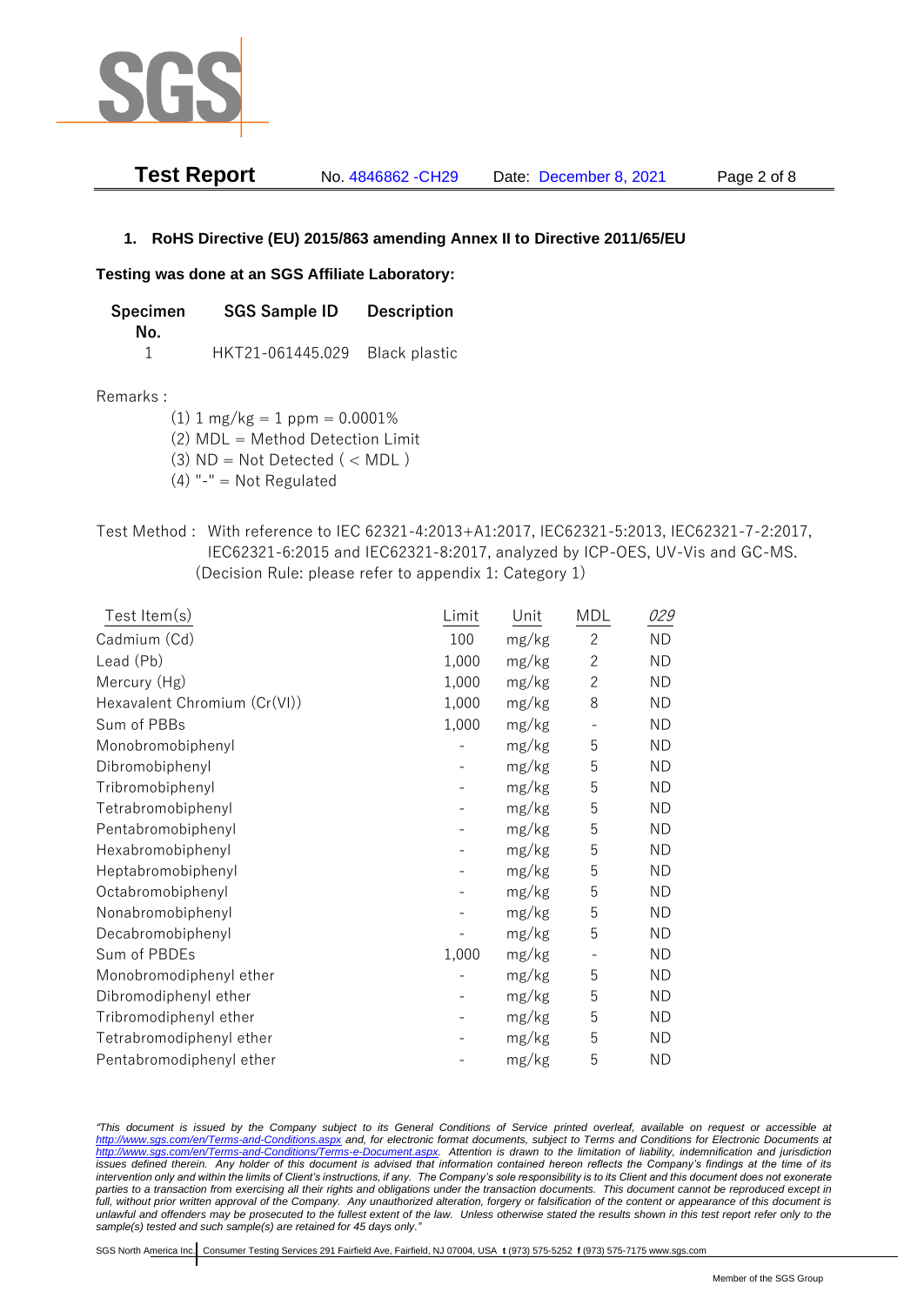## 1. RoHS Directive (EU) 2015/863 amending Annex II to Directive 2011/65/EU

**Testing was done at an SGS Affiliate Laboratory:**

| Specimen No. | SGS Sample ID | Description |
|---|---|---|
| 1 | HKT21-061445.029 | Black plastic |

Remarks :

(1) 1 mg/kg = 1 ppm = 0.0001%
(2) MDL = Method Detection Limit
(3) ND = Not Detected ( < MDL )
(4) "-" = Not Regulated

Test Method : With reference to IEC 62321-4:2013+A1:2017, IEC62321-5:2013, IEC62321-7-2:2017, IEC62321-6:2015 and IEC62321-8:2017, analyzed by ICP-OES, UV-Vis and GC-MS. (Decision Rule: please refer to appendix 1: Category 1)

| Test Item(s) | Limit | Unit | MDL | *029* |
|---|---|---|---|---|
| Cadmium (Cd) | 100 | mg/kg | 2 | ND |
| Lead (Pb) | 1,000 | mg/kg | 2 | ND |
| Mercury (Hg) | 1,000 | mg/kg | 2 | ND |
| Hexavalent Chromium (Cr(VI)) | 1,000 | mg/kg | 8 | ND |
| Sum of PBBs | 1,000 | mg/kg | - | ND |
| Monobromobiphenyl | - | mg/kg | 5 | ND |
| Dibromobiphenyl | - | mg/kg | 5 | ND |
| Tribromobiphenyl | - | mg/kg | 5 | ND |
| Tetrabromobiphenyl | - | mg/kg | 5 | ND |
| Pentabromobiphenyl | - | mg/kg | 5 | ND |
| Hexabromobiphenyl | - | mg/kg | 5 | ND |
| Heptabromobiphenyl | - | mg/kg | 5 | ND |
| Octabromobiphenyl | - | mg/kg | 5 | ND |
| Nonabromobiphenyl | - | mg/kg | 5 | ND |
| Decabromobiphenyl | - | mg/kg | 5 | ND |
| Sum of PBDEs | 1,000 | mg/kg | - | ND |
| Monobromodiphenyl ether | - | mg/kg | 5 | ND |
| Dibromodiphenyl ether | - | mg/kg | 5 | ND |
| Tribromodiphenyl ether | - | mg/kg | 5 | ND |
| Tetrabromodiphenyl ether | - | mg/kg | 5 | ND |
| Pentabromodiphenyl ether | - | mg/kg | 5 | ND |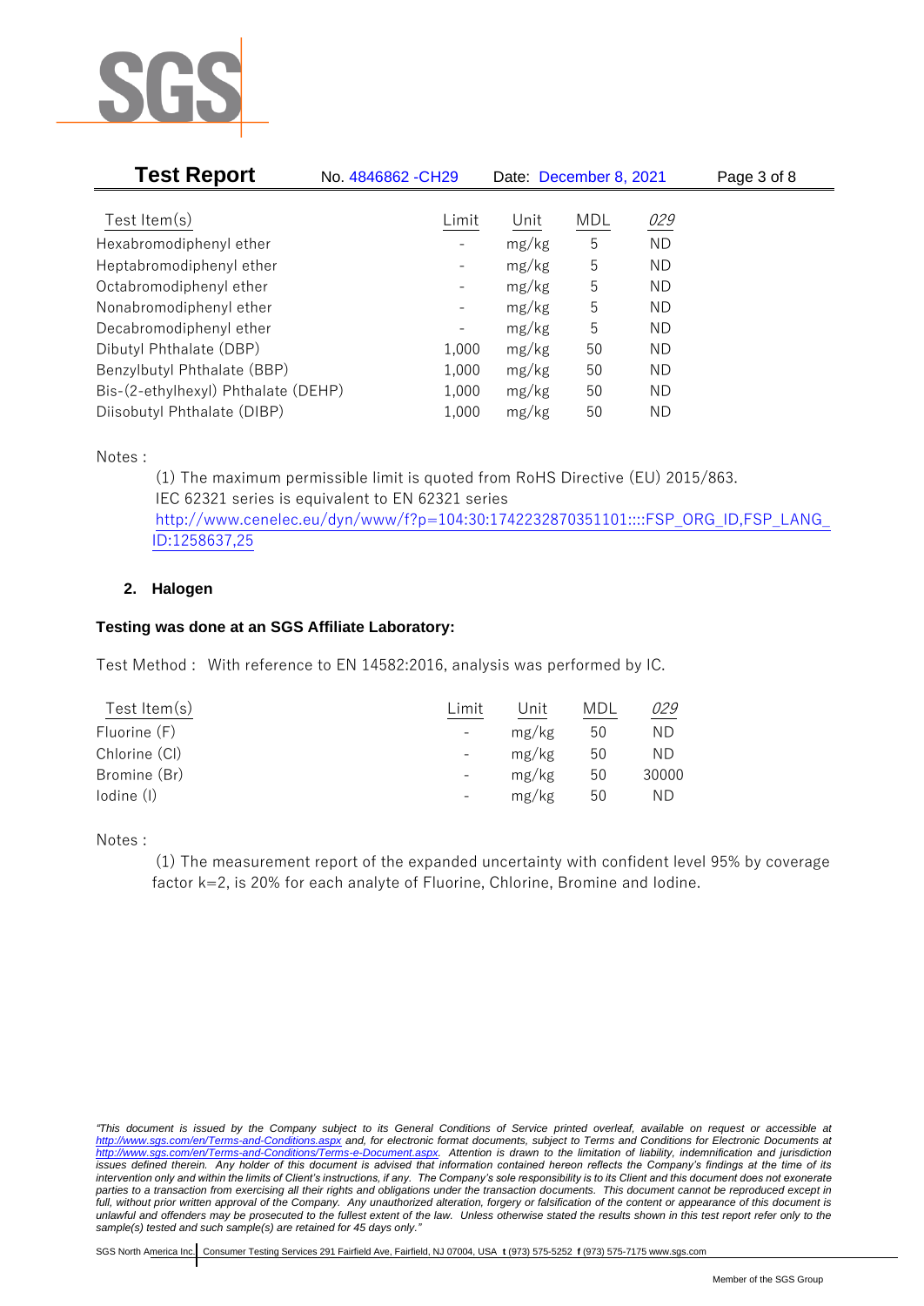| Test Item(s) | Limit | Unit | MDL | *029* |
|---|---|---|---|---|
| Hexabromodiphenyl ether | - | mg/kg | 5 | ND |
| Heptabromodiphenyl ether | - | mg/kg | 5 | ND |
| Octabromodiphenyl ether | - | mg/kg | 5 | ND |
| Nonabromodiphenyl ether | - | mg/kg | 5 | ND |
| Decabromodiphenyl ether | - | mg/kg | 5 | ND |
| Dibutyl Phthalate (DBP) | 1,000 | mg/kg | 50 | ND |
| Benzylbutyl Phthalate (BBP) | 1,000 | mg/kg | 50 | ND |
| Bis-(2-ethylhexyl) Phthalate (DEHP) | 1,000 | mg/kg | 50 | ND |
| Diisobutyl Phthalate (DIBP) | 1,000 | mg/kg | 50 | ND |

Notes :

(1) The maximum permissible limit is quoted from RoHS Directive (EU) 2015/863.
IEC 62321 series is equivalent to EN 62321 series
http://www.cenelec.eu/dyn/www/f?p=104:30:1742232870351101::::FSP_ORG_ID,FSP_LANG_ID:1258637,25

## 2. Halogen

**Testing was done at an SGS Affiliate Laboratory:**

Test Method : With reference to EN 14582:2016, analysis was performed by IC.

| Test Item(s) | Limit | Unit | MDL | *029* |
|---|---|---|---|---|
| Fluorine (F) | - | mg/kg | 50 | ND |
| Chlorine (Cl) | - | mg/kg | 50 | ND |
| Bromine (Br) | - | mg/kg | 50 | 30000 |
| Iodine (I) | - | mg/kg | 50 | ND |

Notes :

(1) The measurement report of the expanded uncertainty with confident level 95% by coverage factor k=2, is 20% for each analyte of Fluorine, Chlorine, Bromine and Iodine.

*"This document is issued by the Company subject to its General Conditions of Service printed overleaf, available on request or accessible at http://www.sgs.com/en/Terms-and-Conditions.aspx and, for electronic format documents, subject to Terms and Conditions for Electronic Documents at http://www.sgs.com/en/Terms-and-Conditions/Terms-e-Document.aspx. Attention is drawn to the limitation of liability, indemnification and jurisdiction issues defined therein. Any holder of this document is advised that information contained hereon reflects the Company's findings at the time of its intervention only and within the limits of Client's instructions, if any. The Company's sole responsibility is to its Client and this document does not exonerate parties to a transaction from exercising all their rights and obligations under the transaction documents. This document cannot be reproduced except in full, without prior written approval of the Company. Any unauthorized alteration, forgery or falsification of the content or appearance of this document is unlawful and offenders may be prosecuted to the fullest extent of the law. Unless otherwise stated the results shown in this test report refer only to the sample(s) tested and such sample(s) are retained for 45 days only."*

SGS North America Inc. | Consumer Testing Services 291 Fairfield Ave, Fairfield, NJ 07004, USA **t** (973) 575-5252 **f** (973) 575-7175 www.sgs.com

Member of the SGS Group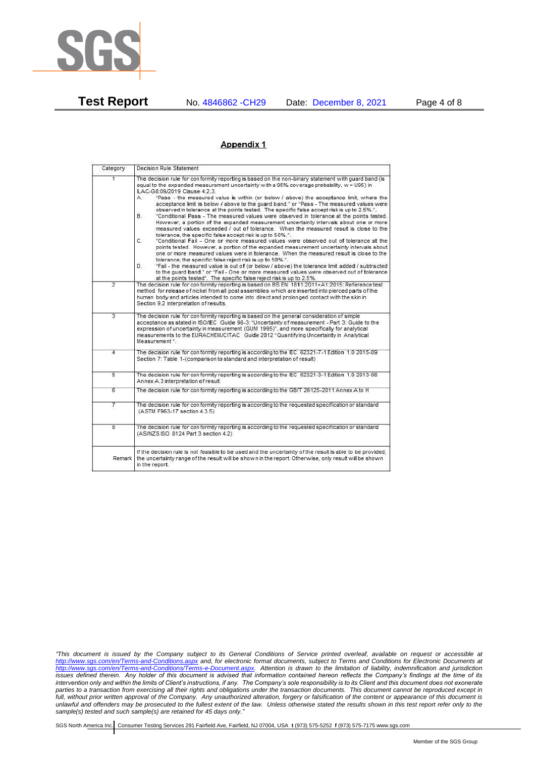## Appendix 1

| Category | Decision Rule Statement |
| --- | --- |
| 1 | The decision rule for conformity reporting is based on the non-binary statement with guard band (is equal to the expanded measurement uncertainty with a 95% coverage probability, w = U95) in ILAC-G8:09/2019 Clause 4.2.3.<br>A. "Pass - the measured value is within (or below / above) the acceptance limit, where the acceptance limit is below / above to the guard band." or "Pass - The measured values were observed in tolerance at the points tested. The specific false accept risk is up to 2.5%.".<br>B. "Conditional Pass - The measured values were observed in tolerance at the points tested. However, a portion of the expanded measurement uncertainty intervals about one or more measured values exceeded / out of tolerance. When the measured result is close to the tolerance, the specific false accept risk is up to 50%.".<br>C. "Conditional Fail - One or more measured values were observed out of tolerance at the points tested. However, a portion of the expanded measurement uncertainty intervals about one or more measured values were in tolerance. When the measured result is close to the tolerance, the specific false reject risk is up to 50%.".<br>D. "Fail - the measured value is out of (or below / above) the tolerance limit added / subtracted to the guard band." or "Fail - One or more measured values were observed out of tolerance at the points tested". The specific false reject risk is up to 2.5%. |
| 2 | The decision rule for conformity reporting is based on BS EN 1811:2011+A1:2015: Reference test method for release of nickel from all post assemblies which are inserted into pierced parts of the human body and articles intended to come into direct and prolonged contact with the skin in Section 9.2 interpretation of results. |
| 3 | The decision rule for conformity reporting is based on the general consideration of simple acceptance as stated in ISO/IEC Guide 98-3: "Uncertainty of measurement - Part 3: Guide to the expression of uncertainty in measurement (GUM 1995)", and more specifically for analytical measurements to the EURACHEM/CITAC Guide 2012 "Quantifying Uncertainty in Analytical Measurement". |
| 4 | The decision rule for conformity reporting is according to the IEC 62321-7-1 Edition 1.0 2015-09 Section 7: Table 1-(comparison to standard and interpretation of result) |
| 5 | The decision rule for conformity reporting is according to the IEC 62321-3-1 Edition 1.0 2013-06 Annex A.3 interpretation of result. |
| 6 | The decision rule for conformity reporting is according to the GB/T 26125-2011 Annex A to H |
| 7 | The decision rule for conformity reporting is according to the requested specification or standard (ASTM F963-17 section 4.3.5) |
| 8 | The decision rule for conformity reporting is according to the requested specification or standard (AS/NZS ISO 8124 Part 3 section 4.2) |
| Remark | If the decision rule is not feasible to be used and the uncertainty of the result is able to be provided, the uncertainty range of the result will be shown in the report. Otherwise, only result will be shown in the report. |

*"This document is issued by the Company subject to its General Conditions of Service printed overleaf, available on request or accessible at http://www.sgs.com/en/Terms-and-Conditions.aspx and, for electronic format documents, subject to Terms and Conditions for Electronic Documents at http://www.sgs.com/en/Terms-and-Conditions/Terms-e-Document.aspx. Attention is drawn to the limitation of liability, indemnification and jurisdiction issues defined therein. Any holder of this document is advised that information contained hereon reflects the Company's findings at the time of its intervention only and within the limits of Client's instructions, if any. The Company's sole responsibility is to its Client and this document does not exonerate parties to a transaction from exercising all their rights and obligations under the transaction documents. This document cannot be reproduced except in full, without prior written approval of the Company. Any unauthorized alteration, forgery or falsification of the content or appearance of this document is unlawful and offenders may be prosecuted to the fullest extent of the law. Unless otherwise stated the results shown in this test report refer only to the sample(s) tested and such sample(s) are retained for 45 days only."*

SGS North America Inc. | Consumer Testing Services 291 Fairfield Ave, Fairfield, NJ 07004, USA **t** (973) 575-5252 **f** (973) 575-7175 www.sgs.com

Member of the SGS Group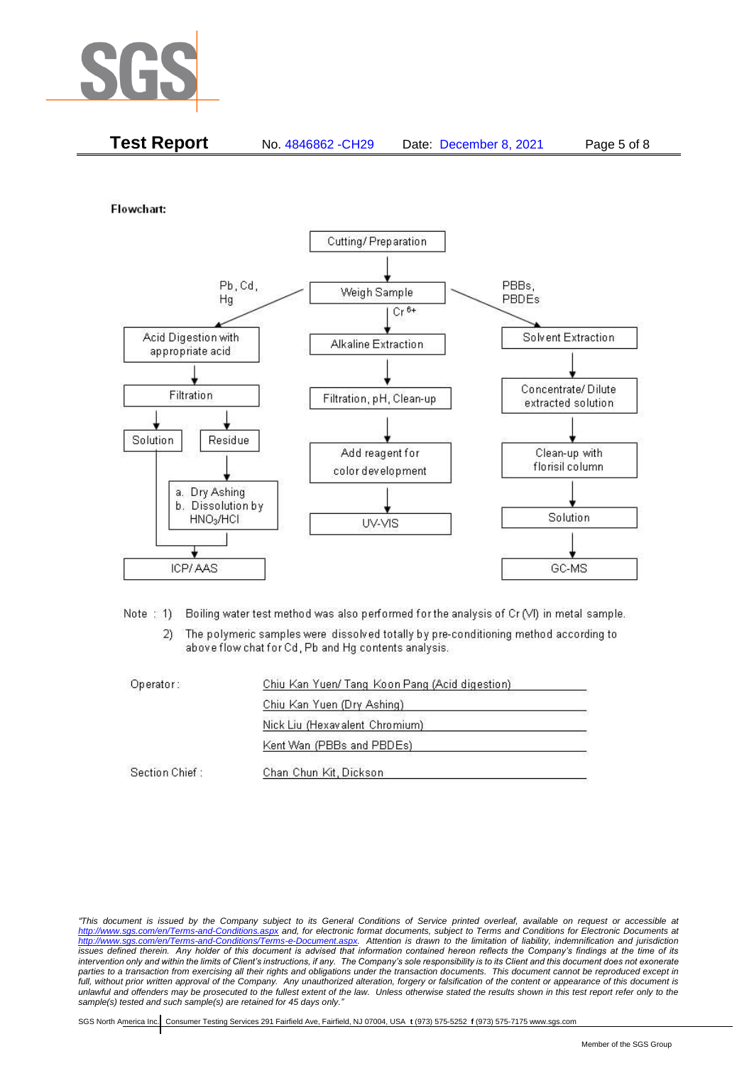**Flowchart:**

Cutting/ Preparation → Weigh Sample

**Pb, Cd, Hg:**

Acid Digestion with appropriate acid → Filtration → Solution / Residue

Residue → a. Dry Ashing b. Dissolution by $HNO_3$/HCl

Solution + (a. Dry Ashing b. Dissolution by $HNO_3$/HCl) → ICP/ AAS

**$Cr^{6+}$:**

Alkaline Extraction → Filtration, pH, Clean-up → Add reagent for color development → UV-VIS

**PBBs, PBDEs:**

Solvent Extraction → Concentrate/ Dilute extracted solution → Clean-up with florisil column → Solution → GC-MS

Note : 1) Boiling water test method was also performed for the analysis of Cr (VI) in metal sample.

2) The polymeric samples were dissolved totally by pre-conditioning method according to above flow chat for Cd, Pb and Hg contents analysis.

Operator: Chiu Kan Yuen/ Tang Koon Pang (Acid digestion)

Chiu Kan Yuen (Dry Ashing)

Nick Liu (Hexavalent Chromium)

Kent Wan (PBBs and PBDEs)

Section Chief : Chan Chun Kit, Dickson

*"This document is issued by the Company subject to its General Conditions of Service printed overleaf, available on request or accessible at http://www.sgs.com/en/Terms-and-Conditions.aspx and, for electronic format documents, subject to Terms and Conditions for Electronic Documents at http://www.sgs.com/en/Terms-and-Conditions/Terms-e-Document.aspx. Attention is drawn to the limitation of liability, indemnification and jurisdiction issues defined therein. Any holder of this document is advised that information contained hereon reflects the Company's findings at the time of its intervention only and within the limits of Client's instructions, if any. The Company's sole responsibility is to its Client and this document does not exonerate parties to a transaction from exercising all their rights and obligations under the transaction documents. This document cannot be reproduced except in full, without prior written approval of the Company. Any unauthorized alteration, forgery or falsification of the content or appearance of this document is unlawful and offenders may be prosecuted to the fullest extent of the law. Unless otherwise stated the results shown in this test report refer only to the sample(s) tested and such sample(s) are retained for 45 days only."*

SGS North America Inc. | Consumer Testing Services 291 Fairfield Ave, Fairfield, NJ 07004, USA t (973) 575-5252 f (973) 575-7175 www.sgs.com

Member of the SGS Group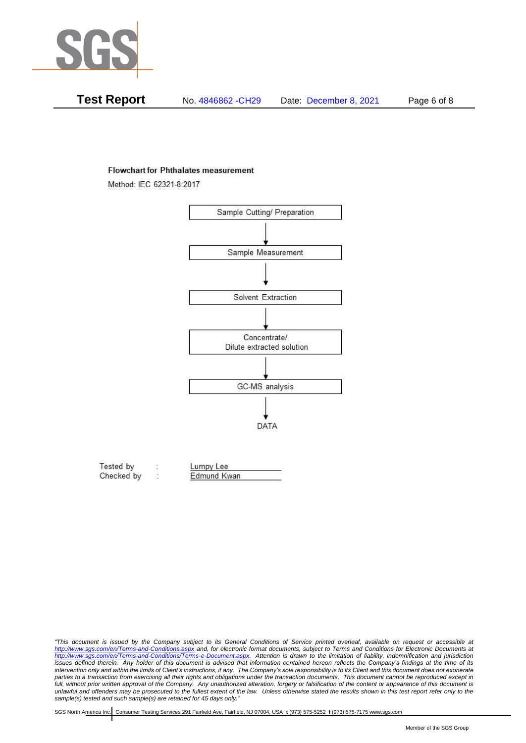**Flowchart for Phthalates measurement**

Method: IEC 62321-8:2017

Sample Cutting/ Preparation

↓

Sample Measurement

↓

Solvent Extraction

↓

Concentrate/
Dilute extracted solution

↓

GC-MS analysis

↓

DATA

Tested by : Lumpy Lee

Checked by : Edmund Kwan

*"This document is issued by the Company subject to its General Conditions of Service printed overleaf, available on request or accessible at http://www.sgs.com/en/Terms-and-Conditions.aspx and, for electronic format documents, subject to Terms and Conditions for Electronic Documents at http://www.sgs.com/en/Terms-and-Conditions/Terms-e-Document.aspx. Attention is drawn to the limitation of liability, indemnification and jurisdiction issues defined therein. Any holder of this document is advised that information contained hereon reflects the Company's findings at the time of its intervention only and within the limits of Client's instructions, if any. The Company's sole responsibility is to its Client and this document does not exonerate parties to a transaction from exercising all their rights and obligations under the transaction documents. This document cannot be reproduced except in full, without prior written approval of the Company. Any unauthorized alteration, forgery or falsification of the content or appearance of this document is unlawful and offenders may be prosecuted to the fullest extent of the law. Unless otherwise stated the results shown in this test report refer only to the sample(s) tested and such sample(s) are retained for 45 days only."*

SGS North America Inc. | Consumer Testing Services 291 Fairfield Ave, Fairfield, NJ 07004, USA **t** (973) 575-5252 **f** (973) 575-7175 www.sgs.com

Member of the SGS Group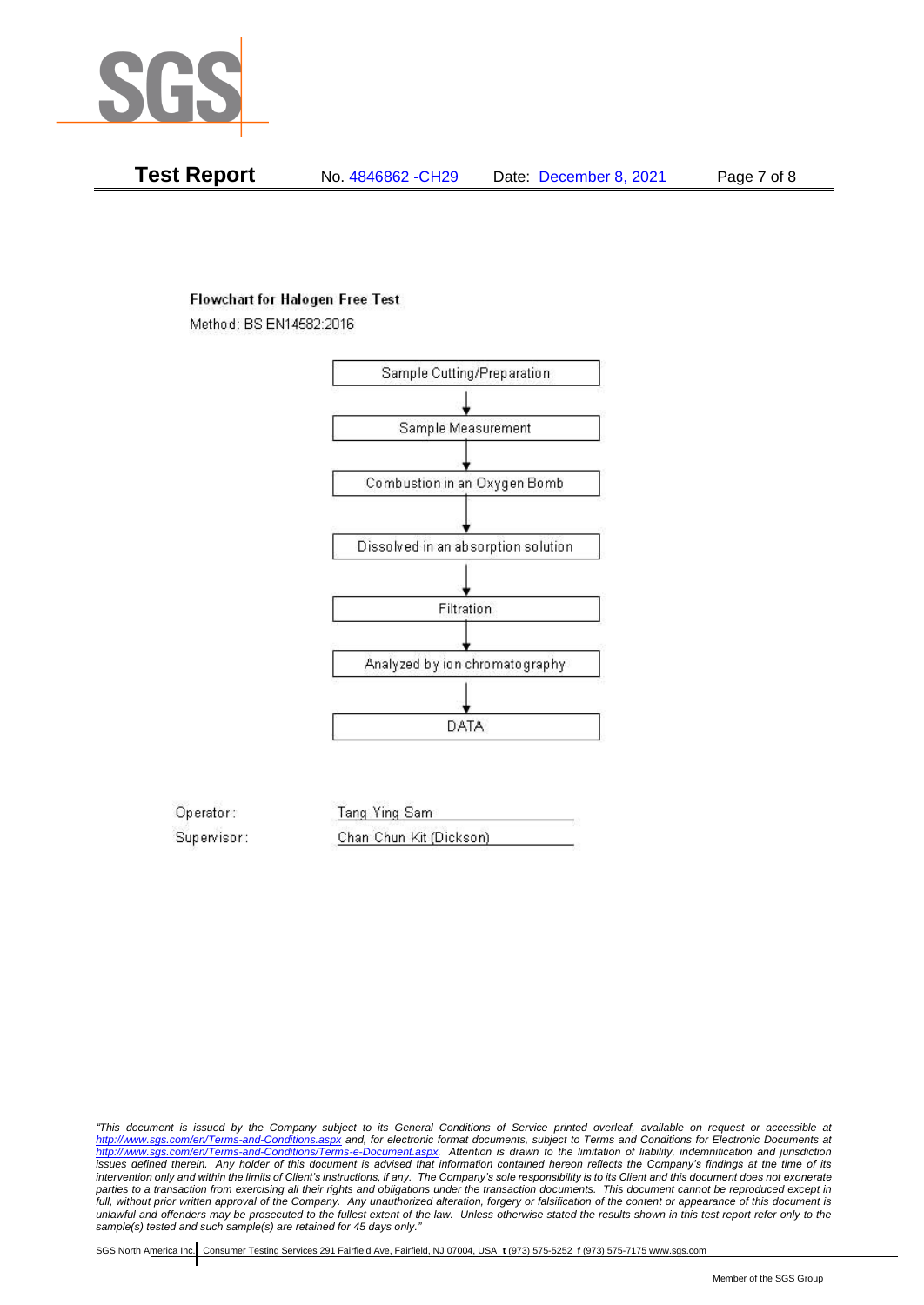**Test Report** No. 4846862 -CH29 Date: December 8, 2021

**Flowchart for Halogen Free Test**

Method: BS EN14582:2016

Sample Cutting/Preparation
↓
Sample Measurement
↓
Combustion in an Oxygen Bomb
↓
Dissolved in an absorption solution
↓
Filtration
↓
Analyzed by ion chromatography
↓
DATA

Operator: Tang Ying Sam

Supervisor: Chan Chun Kit (Dickson)

*"This document is issued by the Company subject to its General Conditions of Service printed overleaf, available on request or accessible at http://www.sgs.com/en/Terms-and-Conditions.aspx and, for electronic format documents, subject to Terms and Conditions for Electronic Documents at http://www.sgs.com/en/Terms-and-Conditions/Terms-e-Document.aspx. Attention is drawn to the limitation of liability, indemnification and jurisdiction issues defined therein. Any holder of this document is advised that information contained hereon reflects the Company's findings at the time of its intervention only and within the limits of Client's instructions, if any. The Company's sole responsibility is to its Client and this document does not exonerate parties to a transaction from exercising all their rights and obligations under the transaction documents. This document cannot be reproduced except in full, without prior written approval of the Company. Any unauthorized alteration, forgery or falsification of the content or appearance of this document is unlawful and offenders may be prosecuted to the fullest extent of the law. Unless otherwise stated the results shown in this test report refer only to the sample(s) tested and such sample(s) are retained for 45 days only."*

SGS North America Inc. | Consumer Testing Services 291 Fairfield Ave, Fairfield, NJ 07004, USA **t** (973) 575-5252 **f** (973) 575-7175 www.sgs.com

Member of the SGS Group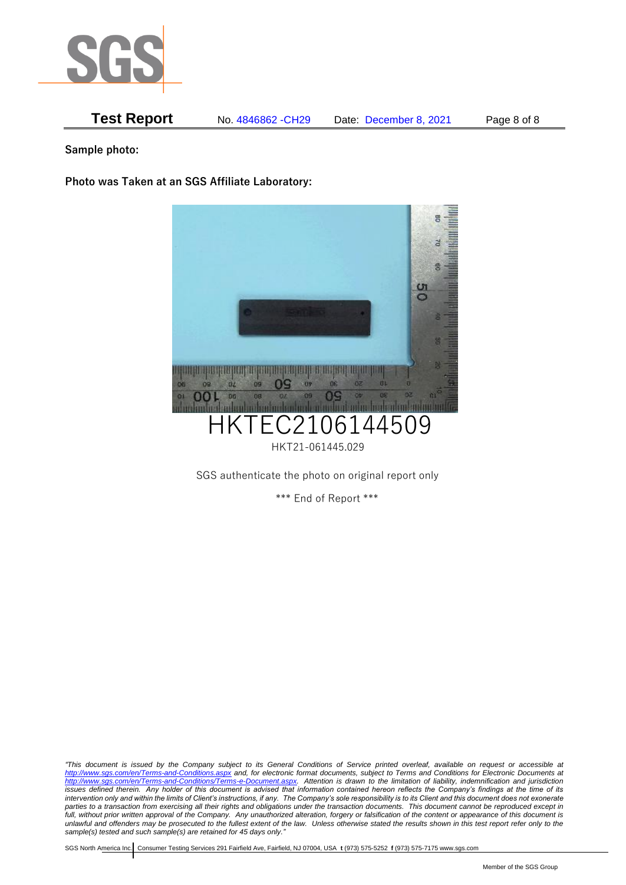**Sample photo:**

**Photo was Taken at an SGS Affiliate Laboratory:**

HKTEC2106144509

HKT21-061445.029

SGS authenticate the photo on original report only

*** End of Report ***

*"This document is issued by the Company subject to its General Conditions of Service printed overleaf, available on request or accessible at http://www.sgs.com/en/Terms-and-Conditions.aspx and, for electronic format documents, subject to Terms and Conditions for Electronic Documents at http://www.sgs.com/en/Terms-and-Conditions/Terms-e-Document.aspx. Attention is drawn to the limitation of liability, indemnification and jurisdiction issues defined therein. Any holder of this document is advised that information contained hereon reflects the Company's findings at the time of its intervention only and within the limits of Client's instructions, if any. The Company's sole responsibility is to its Client and this document does not exonerate parties to a transaction from exercising all their rights and obligations under the transaction documents. This document cannot be reproduced except in full, without prior written approval of the Company. Any unauthorized alteration, forgery or falsification of the content or appearance of this document is unlawful and offenders may be prosecuted to the fullest extent of the law. Unless otherwise stated the results shown in this test report refer only to the sample(s) tested and such sample(s) are retained for 45 days only."*

SGS North America Inc. | Consumer Testing Services 291 Fairfield Ave, Fairfield, NJ 07004, USA **t** (973) 575-5252 **f** (973) 575-7175 www.sgs.com

Member of the SGS Group